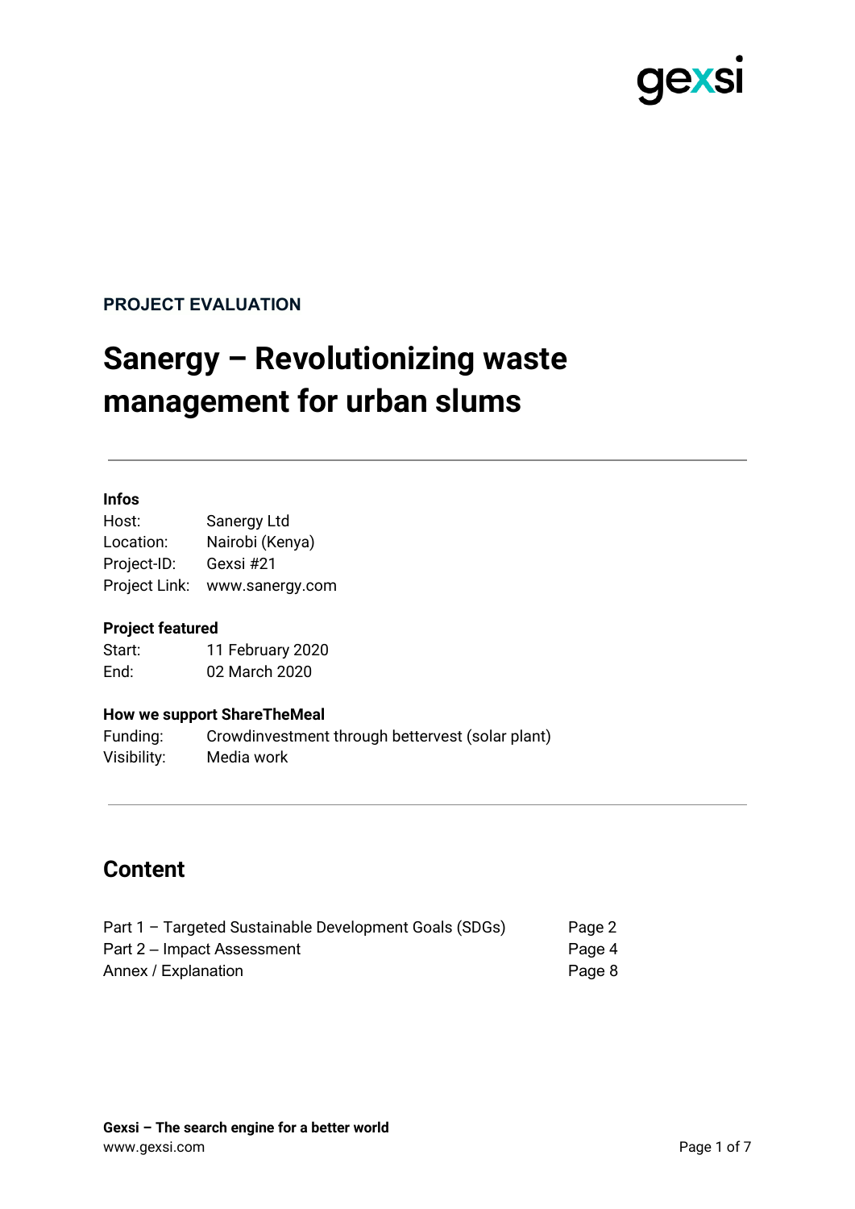gexsi

**PROJECT EVALUATION**

# Sanergy – Revolutionizing waste management for urban slums

---

**Infos**

| | |
|---|---|
| Host: | Sanergy Ltd |
| Location: | Nairobi (Kenya) |
| Project-ID: | Gexsi #21 |
| Project Link: | www.sanergy.com |

**Project featured**

| | |
|---|---|
| Start: | 11 February 2020 |
| End: | 02 March 2020 |

**How we support ShareTheMeal**

| | |
|---|---|
| Funding: | Crowdinvestment through bettervest (solar plant) |
| Visibility: | Media work |

---

## Content

| | |
|---|---|
| Part 1 – Targeted Sustainable Development Goals (SDGs) | Page 2 |
| Part 2 – Impact Assessment | Page 4 |
| Annex / Explanation | Page 8 |

**Gexsi – The search engine for a better world**
www.gexsi.com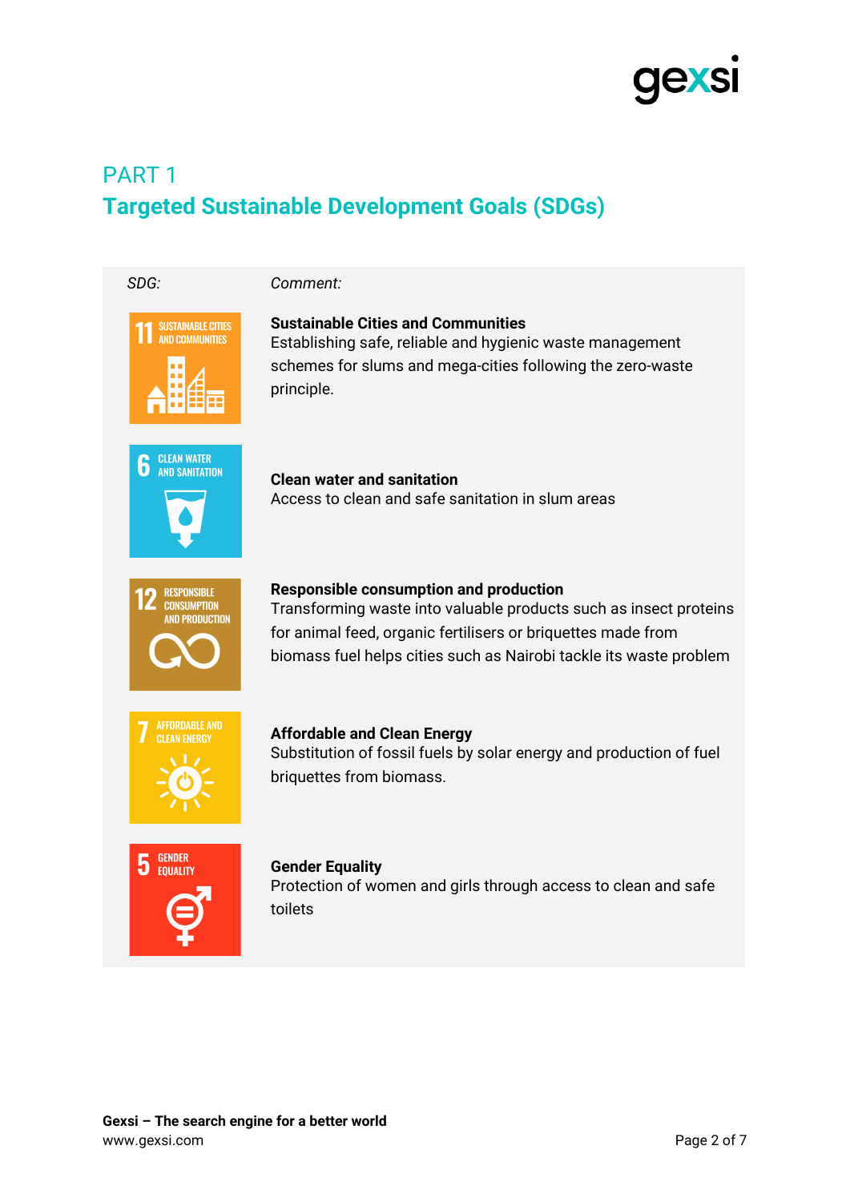## PART 1
## Targeted Sustainable Development Goals (SDGs)

| *SDG:* | *Comment:* |
|---|---|
| 11 SUSTAINABLE CITIES AND COMMUNITIES | **Sustainable Cities and Communities**<br>Establishing safe, reliable and hygienic waste management schemes for slums and mega-cities following the zero-waste principle. |
| 6 CLEAN WATER AND SANITATION | **Clean water and sanitation**<br>Access to clean and safe sanitation in slum areas |
| 12 RESPONSIBLE CONSUMPTION AND PRODUCTION | **Responsible consumption and production**<br>Transforming waste into valuable products such as insect proteins for animal feed, organic fertilisers or briquettes made from biomass fuel helps cities such as Nairobi tackle its waste problem |
| 7 AFFORDABLE AND CLEAN ENERGY | **Affordable and Clean Energy**<br>Substitution of fossil fuels by solar energy and production of fuel briquettes from biomass. |
| 5 GENDER EQUALITY | **Gender Equality**<br>Protection of women and girls through access to clean and safe toilets |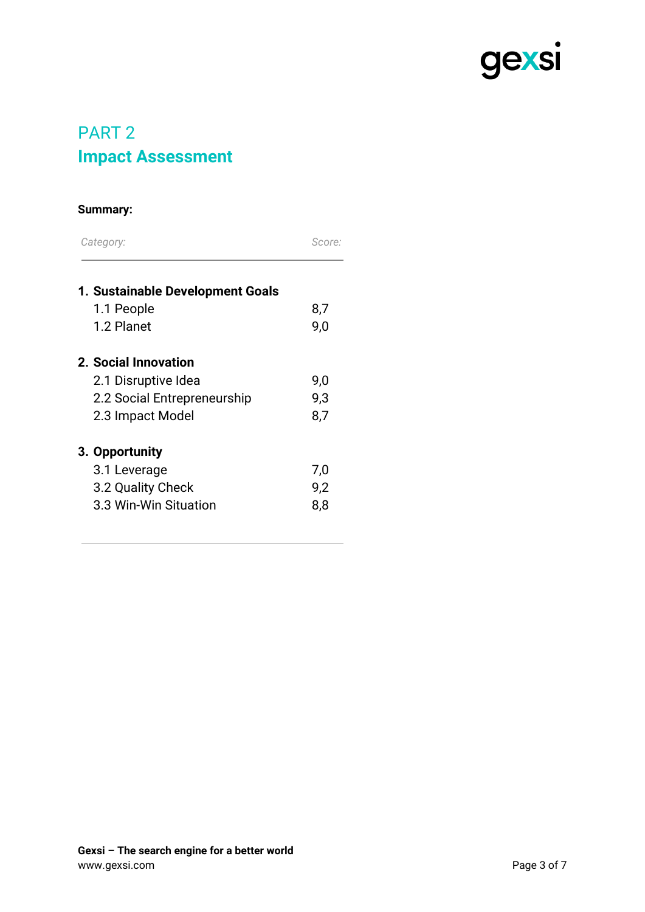## PART 2
## Impact Assessment

**Summary:**

| *Category:* | *Score:* |
| --- | --- |
| **1. Sustainable Development Goals** | |
| 1.1 People | 8,7 |
| 1.2 Planet | 9,0 |
| **2. Social Innovation** | |
| 2.1 Disruptive Idea | 9,0 |
| 2.2 Social Entrepreneurship | 9,3 |
| 2.3 Impact Model | 8,7 |
| **3. Opportunity** | |
| 3.1 Leverage | 7,0 |
| 3.2 Quality Check | 9,2 |
| 3.3 Win-Win Situation | 8,8 |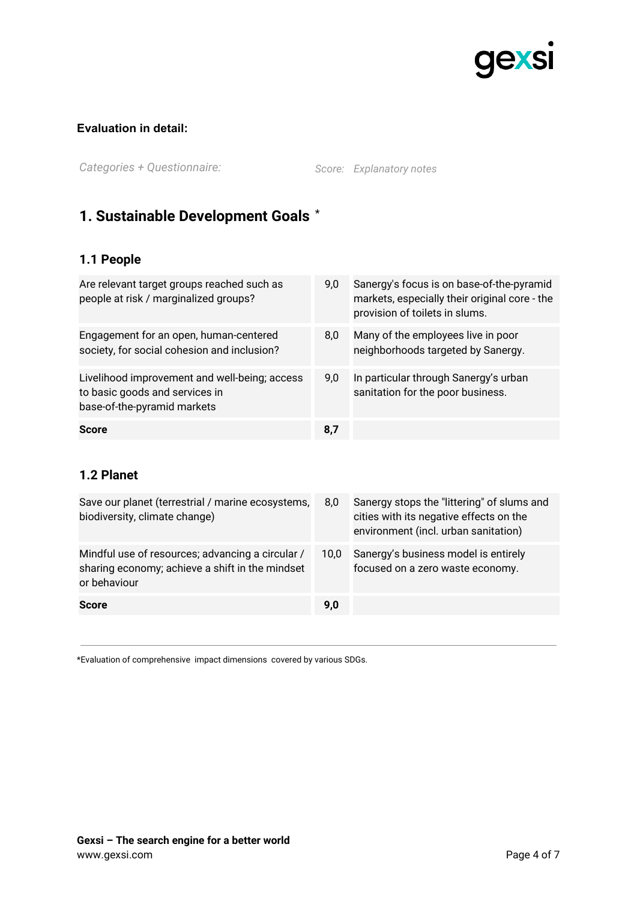**Evaluation in detail:**

*Categories + Questionnaire:* *Score:* *Explanatory notes*

## 1. Sustainable Development Goals *

### 1.1 People

| Categories + Questionnaire | Score | Explanatory notes |
|---|---|---|
| Are relevant target groups reached such as people at risk / marginalized groups? | 9,0 | Sanergy's focus is on base-of-the-pyramid markets, especially their original core - the provision of toilets in slums. |
| Engagement for an open, human-centered society, for social cohesion and inclusion? | 8,0 | Many of the employees live in poor neighborhoods targeted by Sanergy. |
| Livelihood improvement and well-being; access to basic goods and services in base-of-the-pyramid markets | 9,0 | In particular through Sanergy's urban sanitation for the poor business. |
| **Score** | **8,7** | |

### 1.2 Planet

| Categories + Questionnaire | Score | Explanatory notes |
|---|---|---|
| Save our planet (terrestrial / marine ecosystems, biodiversity, climate change) | 8,0 | Sanergy stops the "littering" of slums and cities with its negative effects on the environment (incl. urban sanitation) |
| Mindful use of resources; advancing a circular / sharing economy; achieve a shift in the mindset or behaviour | 10,0 | Sanergy's business model is entirely focused on a zero waste economy. |
| **Score** | **9,0** | |

---

*Evaluation of comprehensive impact dimensions covered by various SDGs.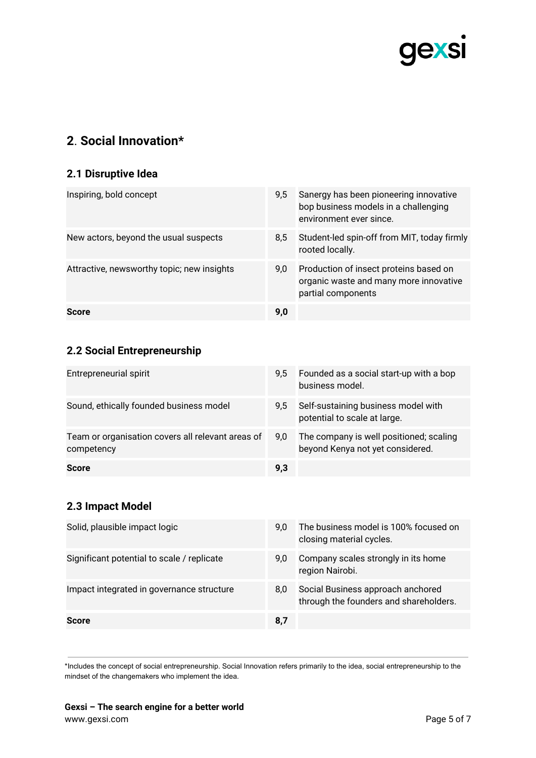## 2. Social Innovation*

### 2.1 Disruptive Idea

| | | |
|---|---|---|
| Inspiring, bold concept | 9,5 | Sanergy has been pioneering innovative bop business models in a challenging environment ever since. |
| New actors, beyond the usual suspects | 8,5 | Student-led spin-off from MIT, today firmly rooted locally. |
| Attractive, newsworthy topic; new insights | 9,0 | Production of insect proteins based on organic waste and many more innovative partial components |
| **Score** | **9,0** | |

### 2.2 Social Entrepreneurship

| | | |
|---|---|---|
| Entrepreneurial spirit | 9,5 | Founded as a social start-up with a bop business model. |
| Sound, ethically founded business model | 9,5 | Self-sustaining business model with potential to scale at large. |
| Team or organisation covers all relevant areas of competency | 9,0 | The company is well positioned; scaling beyond Kenya not yet considered. |
| **Score** | **9,3** | |

### 2.3 Impact Model

| | | |
|---|---|---|
| Solid, plausible impact logic | 9,0 | The business model is 100% focused on closing material cycles. |
| Significant potential to scale / replicate | 9,0 | Company scales strongly in its home region Nairobi. |
| Impact integrated in governance structure | 8,0 | Social Business approach anchored through the founders and shareholders. |
| **Score** | **8,7** | |

*Includes the concept of social entrepreneurship. Social Innovation refers primarily to the idea, social entrepreneurship to the mindset of the changemakers who implement the idea.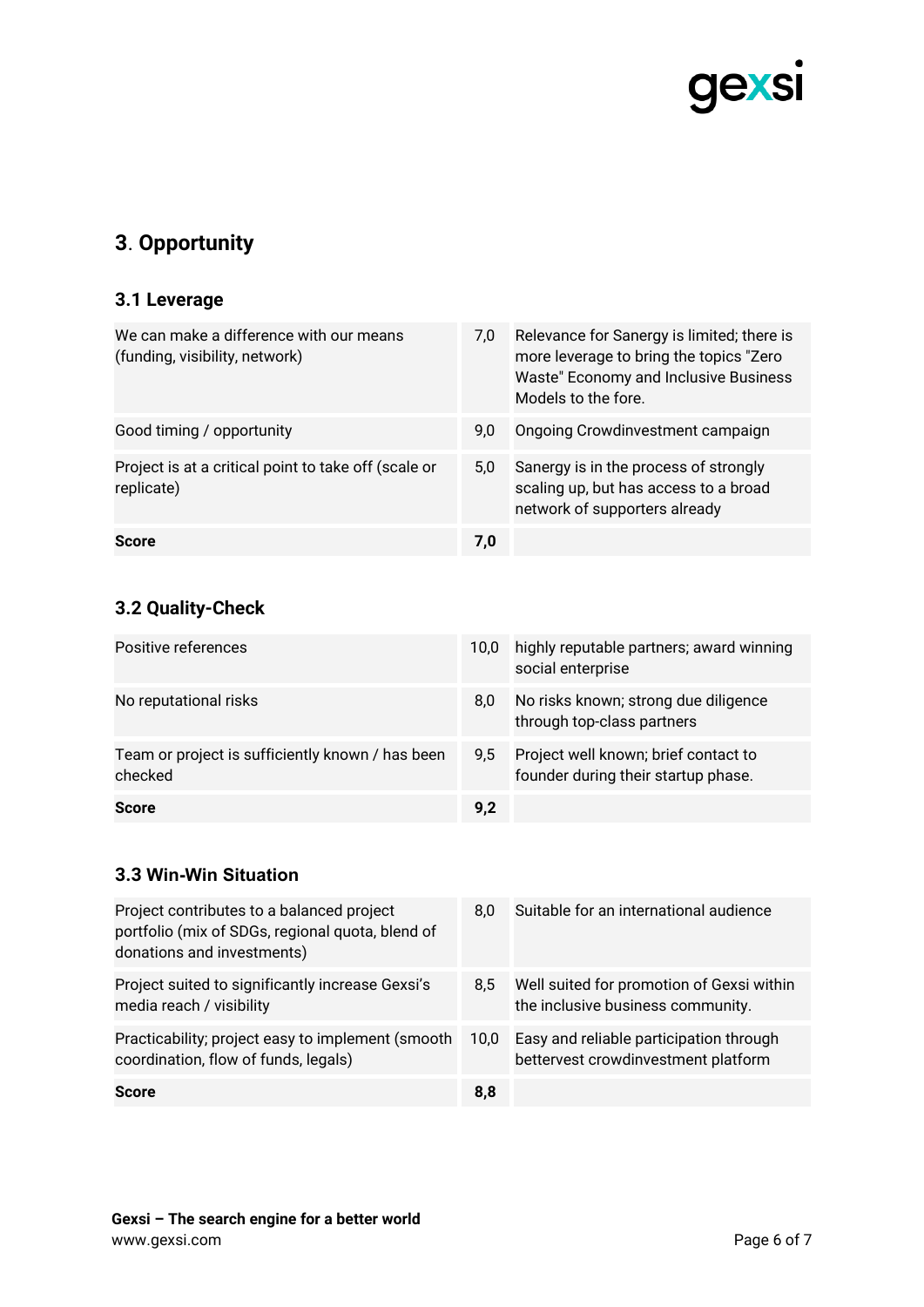## 3. Opportunity

### 3.1 Leverage

| | | |
|---|---|---|
| We can make a difference with our means (funding, visibility, network) | 7,0 | Relevance for Sanergy is limited; there is more leverage to bring the topics "Zero Waste" Economy and Inclusive Business Models to the fore. |
| Good timing / opportunity | 9,0 | Ongoing Crowdinvestment campaign |
| Project is at a critical point to take off (scale or replicate) | 5,0 | Sanergy is in the process of strongly scaling up, but has access to a broad network of supporters already |
| **Score** | **7,0** | |

### 3.2 Quality-Check

| | | |
|---|---|---|
| Positive references | 10,0 | highly reputable partners; award winning social enterprise |
| No reputational risks | 8,0 | No risks known; strong due diligence through top-class partners |
| Team or project is sufficiently known / has been checked | 9,5 | Project well known; brief contact to founder during their startup phase. |
| **Score** | **9,2** | |

### 3.3 Win-Win Situation

| | | |
|---|---|---|
| Project contributes to a balanced project portfolio (mix of SDGs, regional quota, blend of donations and investments) | 8,0 | Suitable for an international audience |
| Project suited to significantly increase Gexsi's media reach / visibility | 8,5 | Well suited for promotion of Gexsi within the inclusive business community. |
| Practicability; project easy to implement (smooth coordination, flow of funds, legals) | 10,0 | Easy and reliable participation through bettervest crowdinvestment platform |
| **Score** | **8,8** | |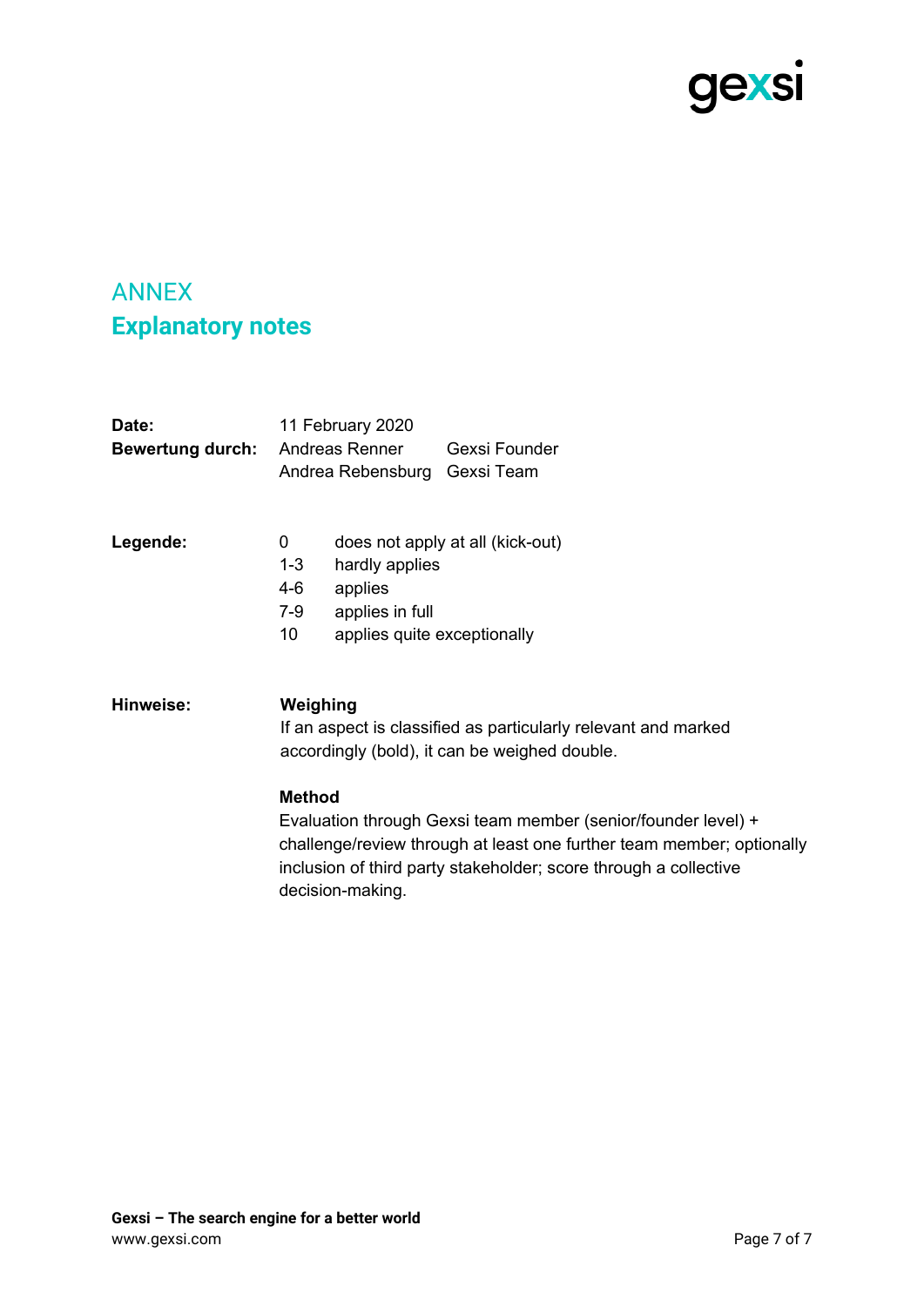# ANNEX
## Explanatory notes

| | | |
|---|---|---|
| **Date:** | 11 February 2020 | |
| **Bewertung durch:** | Andreas Renner | Gexsi Founder |
| | Andrea Rebensburg | Gexsi Team |

**Legende:**

| | |
|---|---|
| 0 | does not apply at all (kick-out) |
| 1-3 | hardly applies |
| 4-6 | applies |
| 7-9 | applies in full |
| 10 | applies quite exceptionally |

**Hinweise:**

**Weighing**
If an aspect is classified as particularly relevant and marked accordingly (bold), it can be weighed double.

**Method**
Evaluation through Gexsi team member (senior/founder level) + challenge/review through at least one further team member; optionally inclusion of third party stakeholder; score through a collective decision-making.